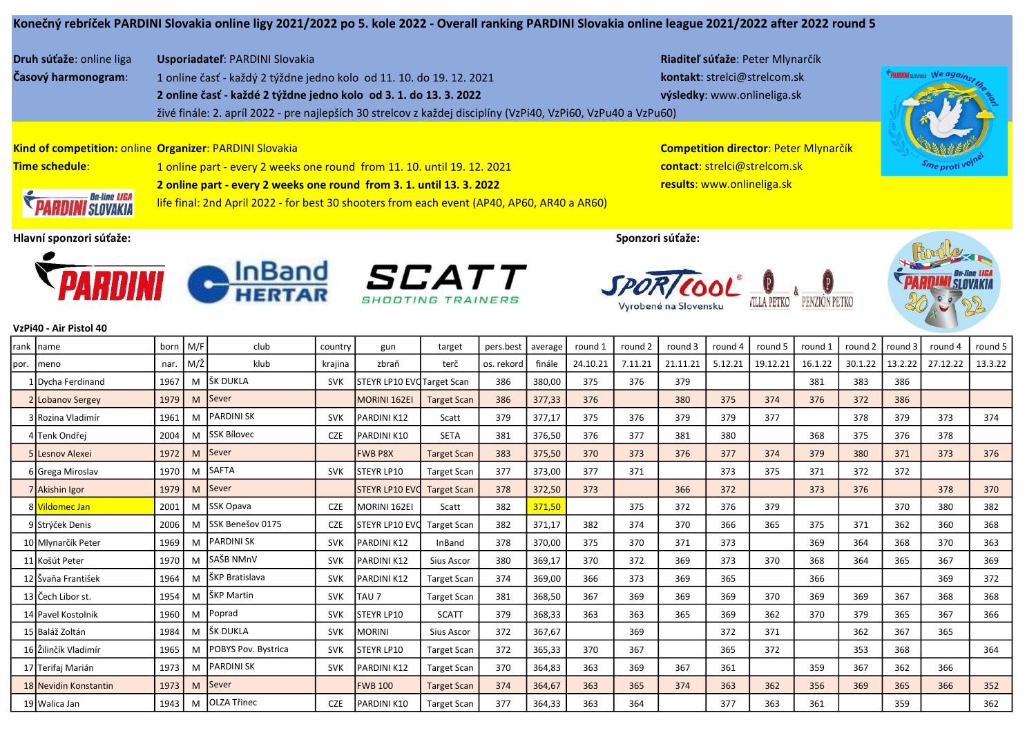# Konečný rebríček PARDINI Slovakia online ligy 2021/2022 po 5. kole 2022 - Overall ranking PARDINI Slovakia online league 2021/2022 after 2022 round 5

**Druh súťaže**: online liga
**Usporiadateľ**: PARDINI Slovakia
**Riaditeľ súťaže**: Peter Mlynarčík
**kontakt**: strelci@strelcom.sk
**výsledky**: www.onlineliga.sk

**Časový harmonogram**:
1 online časť - každý 2 týždne jedno kolo od 11. 10. do 19. 12. 2021
**2 online časť - každé 2 týždne jedno kolo od 3. 1. do 13. 3. 2022**
živé finále: 2. apríl 2022 - pre najlepších 30 strelcov z každej disciplíny (VzPi40, VzPi60, VzPu40 a VzPu60)

**Kind of competition**: online
**Organizer**: PARDINI Slovakia
**Competition director**: Peter Mlynarčík
**contact**: strelci@strelcom.sk
**results**: www.onlineliga.sk

**Time schedule**:
1 online part - every 2 weeks one round from 11. 10. until 19. 12. 2021
**2 online part - every 2 weeks one round from 3. 1. until 13. 3. 2022**
life final: 2nd April 2022 - for best 30 shooters from each event (AP40, AP60, AR40 a AR60)

**Hlavní sponzori súťaže:**

**Sponzori súťaže:**

**VzPi40 - Air Pistol 40**

| rank | name | born | M/F | club | country | gun | target | pers.best | average | round 1 | round 2 | round 3 | round 4 | round 5 | round 1 | round 2 | round 3 | round 4 | round 5 |
|---|---|---|---|---|---|---|---|---|---|---|---|---|---|---|---|---|---|---|---|
| por. | meno | nar. | M/Ž | klub | krajina | zbraň | terč | os. rekord | finále | 24.10.21 | 7.11.21 | 21.11.21 | 5.12.21 | 19.12.21 | 16.1.22 | 30.1.22 | 13.2.22 | 27.12.22 | 13.3.22 |
| 1 | Dycha Ferdinand | 1967 | M | ŠK DUKLA | SVK | STEYR LP10 EVO | Target Scan | 386 | 380,00 | 375 | 376 | 379 | | | 381 | 383 | 386 | | |
| 2 | Lobanov Sergey | 1979 | M | Sever | | MORINI 162EI | Target Scan | 386 | 377,33 | 376 | | 380 | 375 | 374 | 376 | 372 | 386 | | |
| 3 | Rozina Vladimír | 1961 | M | PARDINI SK | SVK | PARDINI K12 | Scatt | 379 | 377,17 | 375 | 376 | 379 | 379 | 377 | | 378 | 379 | 373 | 374 |
| 4 | Tenk Ondřej | 2004 | M | SSK Bílovec | CZE | PARDINI K10 | SETA | 381 | 376,50 | 376 | 377 | 381 | 380 | | 368 | 375 | 376 | 378 | |
| 5 | Lesnov Alexei | 1972 | M | Sever | | FWB P8X | Target Scan | 383 | 375,50 | 370 | 373 | 376 | 377 | 374 | 379 | 380 | 371 | 373 | 376 |
| 6 | Grega Miroslav | 1970 | M | SAFTA | SVK | STEYR LP10 | Target Scan | 377 | 373,00 | 377 | 371 | | 373 | 375 | 371 | 372 | 372 | | |
| 7 | Akishin Igor | 1979 | M | Sever | | STEYR LP10 EVO | Target Scan | 378 | 372,50 | 373 | | 366 | 372 | | 373 | 376 | | 378 | 370 |
| 8 | Vildomec Jan | 2001 | M | SSK Opava | CZE | MORINI 162EI | Scatt | 382 | 371,50 | | 375 | 372 | 376 | 379 | | | 370 | 380 | 382 |
| 9 | Strýček Denis | 2006 | M | SSK Benešov 0175 | CZE | STEYR LP10 EVO | Target Scan | 382 | 371,17 | 382 | 374 | 370 | 366 | 365 | 375 | 371 | 362 | 360 | 368 |
| 10 | Mlynarčík Peter | 1969 | M | PARDINI SK | SVK | PARDINI K12 | InBand | 378 | 370,00 | 375 | 370 | 371 | 373 | | 369 | 364 | 368 | 370 | 363 |
| 11 | Košút Peter | 1970 | M | SAŠB NMnV | SVK | PARDINI K12 | Sius Ascor | 380 | 369,17 | 370 | 372 | 369 | 373 | 370 | 368 | 364 | 365 | 367 | 369 |
| 12 | Švaňa František | 1964 | M | ŠKP Bratislava | SVK | PARDINI K12 | Target Scan | 374 | 369,00 | 366 | 373 | 369 | 365 | | 366 | | | 369 | 372 |
| 13 | Čech Libor st. | 1954 | M | ŠKP Martin | SVK | TAU 7 | Target Scan | 381 | 368,50 | 367 | 369 | 369 | 369 | 370 | 369 | 369 | 367 | 368 | 368 |
| 14 | Pavel Kostolník | 1960 | M | Poprad | SVK | STEYR LP10 | SCATT | 379 | 368,33 | 363 | 363 | 365 | 369 | 362 | 370 | 379 | 365 | 367 | 366 |
| 15 | Baláž Zoltán | 1984 | M | ŠK DUKLA | SVK | MORINI | Sius Ascor | 372 | 367,67 | | 369 | | 372 | 371 | | 362 | 367 | 365 | |
| 16 | Žilinčík Vladimír | 1965 | M | POBYS Pov. Bystrica | SVK | STEYR LP10 | Target Scan | 372 | 365,33 | 370 | 367 | | 365 | 372 | | 353 | 368 | | 364 |
| 17 | Terifaj Marián | 1973 | M | PARDINI SK | SVK | PARDINI K12 | Target Scan | 370 | 364,83 | 363 | 369 | 367 | 361 | | 359 | 367 | 362 | 366 | |
| 18 | Nevidin Konstantin | 1973 | M | Sever | | FWB 100 | Target Scan | 374 | 364,67 | 363 | 365 | 374 | 363 | 362 | 356 | 369 | 365 | 366 | 352 |
| 19 | Walica Jan | 1943 | M | OLZA Třinec | CZE | PARDINI K10 | Target Scan | 377 | 364,33 | 363 | 364 | | 377 | 363 | 361 | | 359 | | 362 |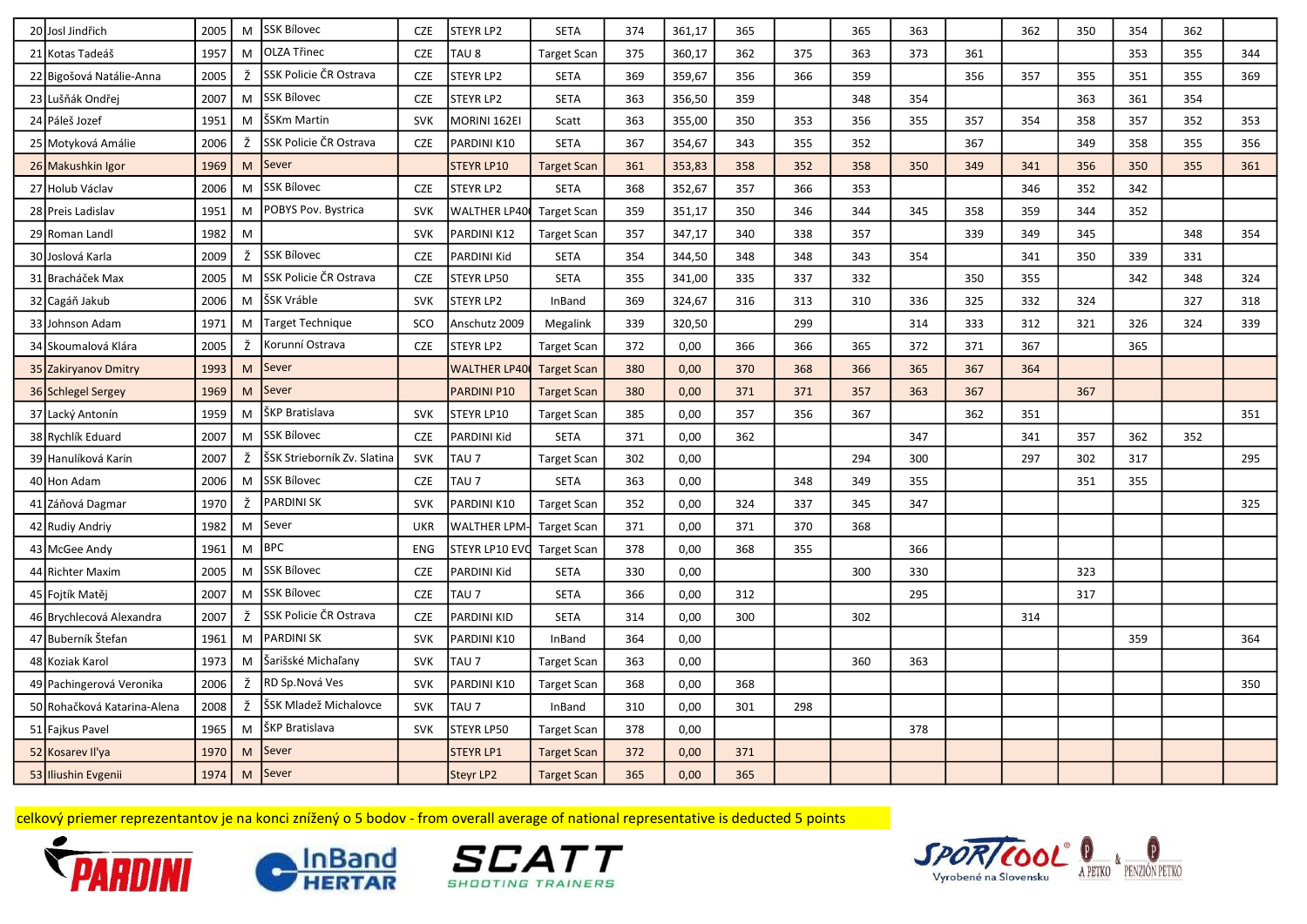| # | Name | Year | Sex | Club | Country | Gun | System | | Avg | | | | | | | | | | |
|---|---|---|---|---|---|---|---|---|---|---|---|---|---|---|---|---|---|---|---|
| 20 | Josl Jindřich | 2005 | M | SSK Bílovec | CZE | STEYR LP2 | SETA | 374 | 361,17 | 365 | | 365 | 363 | | 362 | 350 | 354 | 362 | |
| 21 | Kotas Tadeáš | 1957 | M | OLZA Třinec | CZE | TAU 8 | Target Scan | 375 | 360,17 | 362 | 375 | 363 | 373 | 361 | | | 353 | 355 | 344 |
| 22 | Bigošová Natálie-Anna | 2005 | Ž | SSK Policie ČR Ostrava | CZE | STEYR LP2 | SETA | 369 | 359,67 | 356 | 366 | 359 | | 356 | 357 | 355 | 351 | 355 | 369 |
| 23 | Lušňák Ondřej | 2007 | M | SSK Bílovec | CZE | STEYR LP2 | SETA | 363 | 356,50 | 359 | | 348 | 354 | | | 363 | 361 | 354 | |
| 24 | Páleš Jozef | 1951 | M | ŠSKm Martin | SVK | MORINI 162EI | Scatt | 363 | 355,00 | 350 | 353 | 356 | 355 | 357 | 354 | 358 | 357 | 352 | 353 |
| 25 | Motyková Amálie | 2006 | Ž | SSK Policie ČR Ostrava | CZE | PARDINI K10 | SETA | 367 | 354,67 | 343 | 355 | 352 | | 367 | | 349 | 358 | 355 | 356 |
| 26 | Makushkin Igor | 1969 | M | Sever | | STEYR LP10 | Target Scan | 361 | 353,83 | 358 | 352 | 358 | 350 | 349 | 341 | 356 | 350 | 355 | 361 |
| 27 | Holub Václav | 2006 | M | SSK Bílovec | CZE | STEYR LP2 | SETA | 368 | 352,67 | 357 | 366 | 353 | | | 346 | 352 | 342 | | |
| 28 | Preis Ladislav | 1951 | M | POBYS Pov. Bystrica | SVK | WALTHER LP400 | Target Scan | 359 | 351,17 | 350 | 346 | 344 | 345 | 358 | 359 | 344 | 352 | | |
| 29 | Roman Landl | 1982 | M | | SVK | PARDINI K12 | Target Scan | 357 | 347,17 | 340 | 338 | 357 | | 339 | 349 | 345 | | 348 | 354 |
| 30 | Joslová Karla | 2009 | Ž | SSK Bílovec | CZE | PARDINI Kid | SETA | 354 | 344,50 | 348 | 348 | 343 | 354 | | 341 | 350 | 339 | 331 | |
| 31 | Bracháček Max | 2005 | M | SSK Policie ČR Ostrava | CZE | STEYR LP50 | SETA | 355 | 341,00 | 335 | 337 | 332 | | 350 | 355 | | 342 | 348 | 324 |
| 32 | Cagáň Jakub | 2006 | M | ŠSK Vráble | SVK | STEYR LP2 | InBand | 369 | 324,67 | 316 | 313 | 310 | 336 | 325 | 332 | 324 | | 327 | 318 |
| 33 | Johnson Adam | 1971 | M | Target Technique | SCO | Anschutz 2009 | Megalink | 339 | 320,50 | | 299 | | 314 | 333 | 312 | 321 | 326 | 324 | 339 |
| 34 | Skoumalová Klára | 2005 | Ž | Korunní Ostrava | CZE | STEYR LP2 | Target Scan | 372 | 0,00 | 366 | 366 | 365 | 372 | 371 | 367 | | 365 | | |
| 35 | Zakiryanov Dmitry | 1993 | M | Sever | | WALTHER LP400 | Target Scan | 380 | 0,00 | 370 | 368 | 366 | 365 | 367 | 364 | | | | |
| 36 | Schlegel Sergey | 1969 | M | Sever | | PARDINI P10 | Target Scan | 380 | 0,00 | 371 | 371 | 357 | 363 | 367 | | 367 | | | |
| 37 | Lacký Antonín | 1959 | M | ŠKP Bratislava | SVK | STEYR LP10 | Target Scan | 385 | 0,00 | 357 | 356 | 367 | | 362 | 351 | | | | 351 |
| 38 | Rychlík Eduard | 2007 | M | SSK Bílovec | CZE | PARDINI Kid | SETA | 371 | 0,00 | 362 | | | 347 | | 341 | 357 | 362 | 352 | |
| 39 | Hanulíková Karin | 2007 | Ž | ŠSK Strieborník Zv. Slatina | SVK | TAU 7 | Target Scan | 302 | 0,00 | | | 294 | 300 | | 297 | 302 | 317 | | 295 |
| 40 | Hon Adam | 2006 | M | SSK Bílovec | CZE | TAU 7 | SETA | 363 | 0,00 | | 348 | 349 | 355 | | | 351 | 355 | | |
| 41 | Záňová Dagmar | 1970 | Ž | PARDINI SK | SVK | PARDINI K10 | Target Scan | 352 | 0,00 | 324 | 337 | 345 | 347 | | | | | | 325 |
| 42 | Rudiy Andriy | 1982 | M | Sever | UKR | WALTHER LPM- | Target Scan | 371 | 0,00 | 371 | 370 | 368 | | | | | | | |
| 43 | McGee Andy | 1961 | M | BPC | ENG | STEYR LP10 EVO | Target Scan | 378 | 0,00 | 368 | 355 | | 366 | | | | | | |
| 44 | Richter Maxim | 2005 | M | SSK Bílovec | CZE | PARDINI Kid | SETA | 330 | 0,00 | | | 300 | 330 | | | 323 | | | |
| 45 | Fojtík Matěj | 2007 | M | SSK Bílovec | CZE | TAU 7 | SETA | 366 | 0,00 | 312 | | | 295 | | | 317 | | | |
| 46 | Brychlecová Alexandra | 2007 | Ž | SSK Policie ČR Ostrava | CZE | PARDINI KID | SETA | 314 | 0,00 | 300 | | 302 | | | 314 | | | | |
| 47 | Buberník Štefan | 1961 | M | PARDINI SK | SVK | PARDINI K10 | InBand | 364 | 0,00 | | | | | | | | 359 | | 364 |
| 48 | Koziak Karol | 1973 | M | Šarišské Michaľany | SVK | TAU 7 | Target Scan | 363 | 0,00 | | | 360 | 363 | | | | | | |
| 49 | Pachingerová Veronika | 2006 | Ž | RD Sp.Nová Ves | SVK | PARDINI K10 | Target Scan | 368 | 0,00 | 368 | | | | | | | | | 350 |
| 50 | Rohačková Katarina-Alena | 2008 | Ž | ŠSK Mladež Michalovce | SVK | TAU 7 | InBand | 310 | 0,00 | 301 | 298 | | | | | | | | |
| 51 | Fajkus Pavel | 1965 | M | ŠKP Bratislava | SVK | STEYR LP50 | Target Scan | 378 | 0,00 | | | | 378 | | | | | | |
| 52 | Kosarev Il'ya | 1970 | M | Sever | | STEYR LP1 | Target Scan | 372 | 0,00 | 371 | | | | | | | | | |
| 53 | Iliushin Evgenii | 1974 | M | Sever | | Steyr LP2 | Target Scan | 365 | 0,00 | 365 | | | | | | | | | |

celkový priemer reprezentantov je na konci znížený o 5 bodov - from overall average of national representative is deducted 5 points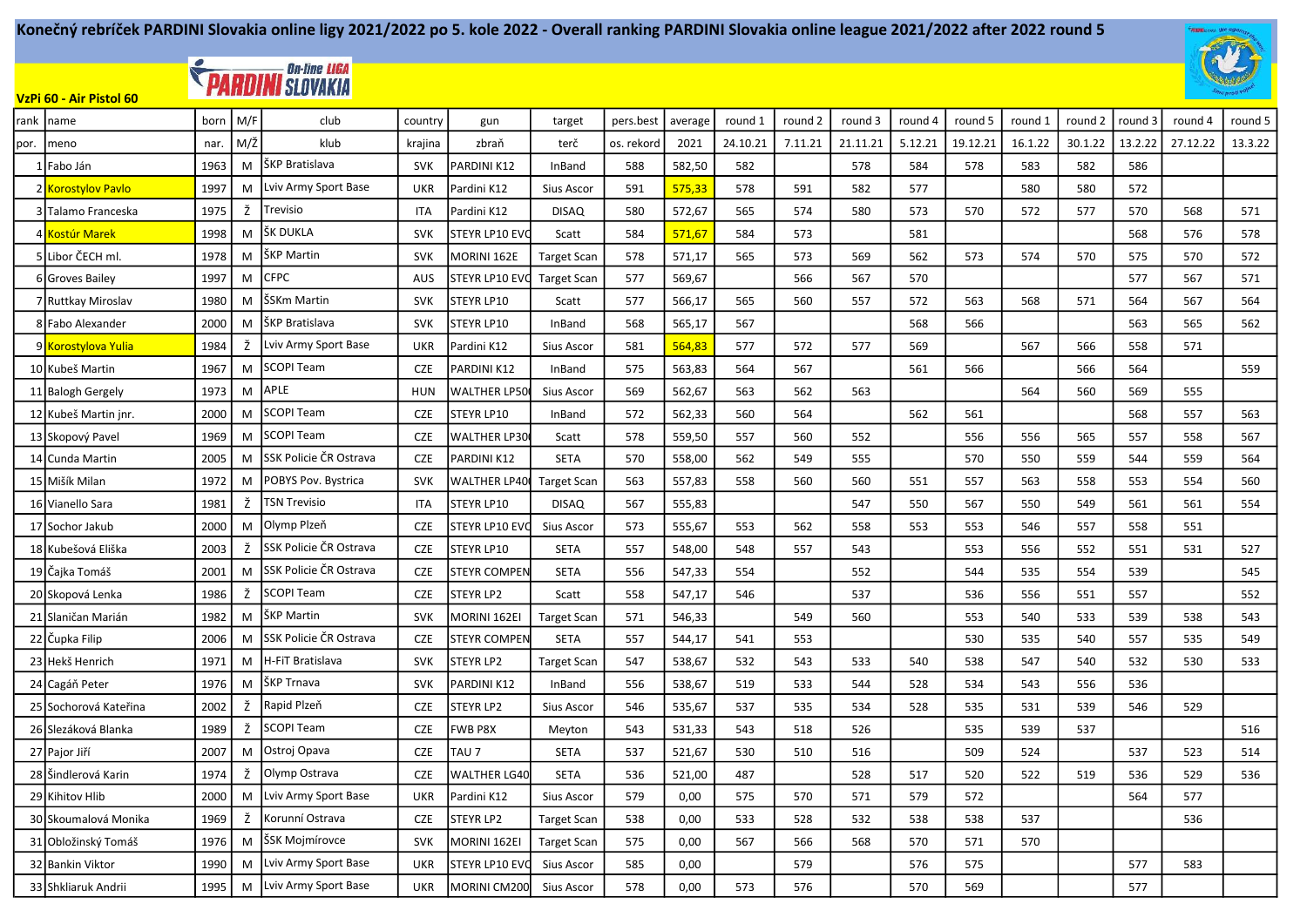# Konečný rebríček PARDINI Slovakia online ligy 2021/2022 po 5. kole 2022 - Overall ranking PARDINI Slovakia online league 2021/2022 after 2022 round 5

**VzPi 60 - Air Pistol 60**

| rank | name | born | M/F | club | country | gun | target | pers.best | average | round 1 | round 2 | round 3 | round 4 | round 5 | round 1 | round 2 | round 3 | round 4 | round 5 |
|---|---|---|---|---|---|---|---|---|---|---|---|---|---|---|---|---|---|---|---|
| por. | meno | nar. | M/Ž | klub | krajina | zbraň | terč | os. rekord | 2021 | 24.10.21 | 7.11.21 | 21.11.21 | 5.12.21 | 19.12.21 | 16.1.22 | 30.1.22 | 13.2.22 | 27.12.22 | 13.3.22 |
| 1 | Fabo Ján | 1963 | M | ŠKP Bratislava | SVK | PARDINI K12 | InBand | 588 | 582,50 | 582 | | 578 | 584 | 578 | 583 | 582 | 586 | | |
| 2 | Korostylov Pavlo | 1997 | M | Lviv Army Sport Base | UKR | Pardini K12 | Sius Ascor | 591 | 575,33 | 578 | 591 | 582 | 577 | | 580 | 580 | 572 | | |
| 3 | Talamo Franceska | 1975 | Ž | Trevisio | ITA | Pardini K12 | DISAQ | 580 | 572,67 | 565 | 574 | 580 | 573 | 570 | 572 | 577 | 570 | 568 | 571 |
| 4 | Kostúr Marek | 1998 | M | ŠK DUKLA | SVK | STEYR LP10 EVO | Scatt | 584 | 571,67 | 584 | 573 | | 581 | | | | 568 | 576 | 578 |
| 5 | Libor ČECH ml. | 1978 | M | ŠKP Martin | SVK | MORINI 162E | Target Scan | 578 | 571,17 | 565 | 573 | 569 | 562 | 573 | 574 | 570 | 575 | 570 | 572 |
| 6 | Groves Bailey | 1997 | M | CFPC | AUS | STEYR LP10 EVO | Target Scan | 577 | 569,67 | | 566 | 567 | 570 | | | | 577 | 567 | 571 |
| 7 | Ruttkay Miroslav | 1980 | M | ŠSKm Martin | SVK | STEYR LP10 | Scatt | 577 | 566,17 | 565 | 560 | 557 | 572 | 563 | 568 | 571 | 564 | 567 | 564 |
| 8 | Fabo Alexander | 2000 | M | ŠKP Bratislava | SVK | STEYR LP10 | InBand | 568 | 565,17 | 567 | | | 568 | 566 | | | 563 | 565 | 562 |
| 9 | Korostylova Yulia | 1984 | Ž | Lviv Army Sport Base | UKR | Pardini K12 | Sius Ascor | 581 | 564,83 | 577 | 572 | 577 | 569 | | 567 | 566 | 558 | 571 | |
| 10 | Kubeš Martin | 1967 | M | SCOPI Team | CZE | PARDINI K12 | InBand | 575 | 563,83 | 564 | 567 | | 561 | 566 | | 566 | 564 | | 559 |
| 11 | Balogh Gergely | 1973 | M | APLE | HUN | WALTHER LP50 | Sius Ascor | 569 | 562,67 | 563 | 562 | 563 | | | 564 | 560 | 569 | 555 | |
| 12 | Kubeš Martin jnr. | 2000 | M | SCOPI Team | CZE | STEYR LP10 | InBand | 572 | 562,33 | 560 | 564 | | 562 | 561 | | | 568 | 557 | 563 |
| 13 | Skopový Pavel | 1969 | M | SCOPI Team | CZE | WALTHER LP30 | Scatt | 578 | 559,50 | 557 | 560 | 552 | | 556 | 556 | 565 | 557 | 558 | 567 |
| 14 | Cunda Martin | 2005 | M | SSK Policie ČR Ostrava | CZE | PARDINI K12 | SETA | 570 | 558,00 | 562 | 549 | 555 | | 570 | 550 | 559 | 544 | 559 | 564 |
| 15 | Mišík Milan | 1972 | M | POBYS Pov. Bystrica | SVK | WALTHER LP40 | Target Scan | 563 | 557,83 | 558 | 560 | 560 | 551 | 557 | 563 | 558 | 553 | 554 | 560 |
| 16 | Vianello Sara | 1981 | Ž | TSN Trevisio | ITA | STEYR LP10 | DISAQ | 567 | 555,83 | | | 547 | 550 | 567 | 550 | 549 | 561 | 561 | 554 |
| 17 | Sochor Jakub | 2000 | M | Olymp Plzeň | CZE | STEYR LP10 EVO | Sius Ascor | 573 | 555,67 | 553 | 562 | 558 | 553 | 553 | 546 | 557 | 558 | 551 | |
| 18 | Kubešová Eliška | 2003 | Ž | SSK Policie ČR Ostrava | CZE | STEYR LP10 | SETA | 557 | 548,00 | 548 | 557 | 543 | | 553 | 556 | 552 | 551 | 531 | 527 |
| 19 | Čajka Tomáš | 2001 | M | SSK Policie ČR Ostrava | CZE | STEYR COMPEN | SETA | 556 | 547,33 | 554 | | 552 | | 544 | 535 | 554 | 539 | | 545 |
| 20 | Skopová Lenka | 1986 | Ž | SCOPI Team | CZE | STEYR LP2 | Scatt | 558 | 547,17 | 546 | | 537 | | 536 | 556 | 551 | 557 | | 552 |
| 21 | Slaničan Marián | 1982 | M | ŠKP Martin | SVK | MORINI 162EI | Target Scan | 571 | 546,33 | | 549 | 560 | | 553 | 540 | 533 | 539 | 538 | 543 |
| 22 | Čupka Filip | 2006 | M | SSK Policie ČR Ostrava | CZE | STEYR COMPEN | SETA | 557 | 544,17 | 541 | 553 | | | 530 | 535 | 540 | 557 | 535 | 549 |
| 23 | Hekš Henrich | 1971 | M | H-FiT Bratislava | SVK | STEYR LP2 | Target Scan | 547 | 538,67 | 532 | 543 | 533 | 540 | 538 | 547 | 540 | 532 | 530 | 533 |
| 24 | Cagáň Peter | 1976 | M | ŠKP Trnava | SVK | PARDINI K12 | InBand | 556 | 538,67 | 519 | 533 | 544 | 528 | 534 | 543 | 556 | 536 | | |
| 25 | Sochorová Kateřina | 2002 | Ž | Rapid Plzeň | CZE | STEYR LP2 | Sius Ascor | 546 | 535,67 | 537 | 535 | 534 | 528 | 535 | 531 | 539 | 546 | 529 | |
| 26 | Slezáková Blanka | 1989 | Ž | SCOPI Team | CZE | FWB P8X | Meyton | 543 | 531,33 | 543 | 518 | 526 | | 535 | 539 | 537 | | | 516 |
| 27 | Pajor Jiří | 2007 | M | Ostroj Opava | CZE | TAU 7 | SETA | 537 | 521,67 | 530 | 510 | 516 | | 509 | 524 | | 537 | 523 | 514 |
| 28 | Šindlerová Karin | 1974 | Ž | Olymp Ostrava | CZE | WALTHER LG40 | SETA | 536 | 521,00 | 487 | | 528 | 517 | 520 | 522 | 519 | 536 | 529 | 536 |
| 29 | Kihitov Hlib | 2000 | M | Lviv Army Sport Base | UKR | Pardini K12 | Sius Ascor | 579 | 0,00 | 575 | 570 | 571 | 579 | 572 | | | 564 | 577 | |
| 30 | Skoumalová Monika | 1969 | Ž | Korunní Ostrava | CZE | STEYR LP2 | Target Scan | 538 | 0,00 | 533 | 528 | 532 | 538 | 538 | 537 | | | 536 | |
| 31 | Obložinský Tomáš | 1976 | M | ŠSK Mojmírovce | SVK | MORINI 162EI | Target Scan | 575 | 0,00 | 567 | 566 | 568 | 570 | 571 | 570 | | | | |
| 32 | Bankin Viktor | 1990 | M | Lviv Army Sport Base | UKR | STEYR LP10 EVO | Sius Ascor | 585 | 0,00 | | 579 | | 576 | 575 | | | 577 | 583 | |
| 33 | Shkliaruk Andrii | 1995 | M | Lviv Army Sport Base | UKR | MORINI CM200 | Sius Ascor | 578 | 0,00 | 573 | 576 | | 570 | 569 | | | 577 | | |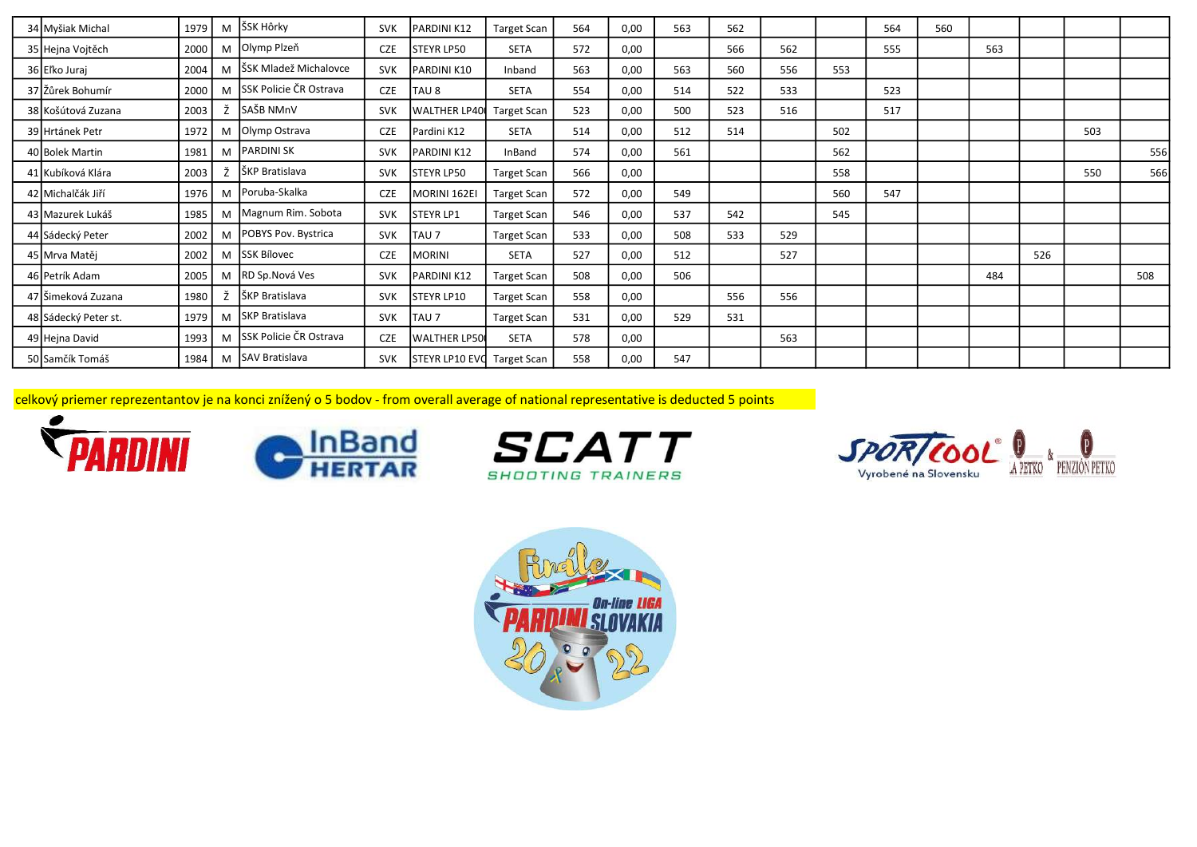| | | | | | | | | | | | | | | | | | | | |
|---|---|---|---|---|---|---|---|---|---|---|---|---|---|---|---|---|---|---|---|
| 34 | Myšiak Michal | 1979 | M | ŠSK Hôrky | SVK | PARDINI K12 | Target Scan | 564 | 0,00 | 563 | 562 | | | 564 | 560 | | | | |
| 35 | Hejna Vojtěch | 2000 | M | Olymp Plzeň | CZE | STEYR LP50 | SETA | 572 | 0,00 | | 566 | 562 | | 555 | | 563 | | | |
| 36 | Eľko Juraj | 2004 | M | ŠSK Mladež Michalovce | SVK | PARDINI K10 | Inband | 563 | 0,00 | 563 | 560 | 556 | 553 | | | | | | |
| 37 | Žůrek Bohumír | 2000 | M | SSK Policie ČR Ostrava | CZE | TAU 8 | SETA | 554 | 0,00 | 514 | 522 | 533 | | 523 | | | | | |
| 38 | Košútová Zuzana | 2003 | Ž | SAŠB NMnV | SVK | WALTHER LP40 | Target Scan | 523 | 0,00 | 500 | 523 | 516 | | 517 | | | | | |
| 39 | Hrtánek Petr | 1972 | M | Olymp Ostrava | CZE | Pardini K12 | SETA | 514 | 0,00 | 512 | 514 | | 502 | | | | | 503 | |
| 40 | Bolek Martin | 1981 | M | PARDINI SK | SVK | PARDINI K12 | InBand | 574 | 0,00 | 561 | | | 562 | | | | | | 556 |
| 41 | Kubíková Klára | 2003 | Ž | ŠKP Bratislava | SVK | STEYR LP50 | Target Scan | 566 | 0,00 | | | | 558 | | | | | 550 | 566 |
| 42 | Michalčák Jiří | 1976 | M | Poruba-Skalka | CZE | MORINI 162EI | Target Scan | 572 | 0,00 | 549 | | | 560 | 547 | | | | | |
| 43 | Mazurek Lukáš | 1985 | M | Magnum Rim. Sobota | SVK | STEYR LP1 | Target Scan | 546 | 0,00 | 537 | 542 | | 545 | | | | | | |
| 44 | Sádecký Peter | 2002 | M | POBYS Pov. Bystrica | SVK | TAU 7 | Target Scan | 533 | 0,00 | 508 | 533 | 529 | | | | | | | |
| 45 | Mrva Matěj | 2002 | M | SSK Bílovec | CZE | MORINI | SETA | 527 | 0,00 | 512 | | 527 | | | | | 526 | | |
| 46 | Petrík Adam | 2005 | M | RD Sp.Nová Ves | SVK | PARDINI K12 | Target Scan | 508 | 0,00 | 506 | | | | | | 484 | | | 508 |
| 47 | Šimeková Zuzana | 1980 | Ž | ŠKP Bratislava | SVK | STEYR LP10 | Target Scan | 558 | 0,00 | | 556 | 556 | | | | | | | |
| 48 | Sádecký Peter st. | 1979 | M | SKP Bratislava | SVK | TAU 7 | Target Scan | 531 | 0,00 | 529 | 531 | | | | | | | | |
| 49 | Hejna David | 1993 | M | SSK Policie ČR Ostrava | CZE | WALTHER LP50 | SETA | 578 | 0,00 | | | 563 | | | | | | | |
| 50 | Samčík Tomáš | 1984 | M | SAV Bratislava | SVK | STEYR LP10 EVO | Target Scan | 558 | 0,00 | 547 | | | | | | | | | |

celkový priemer reprezentantov je na konci znížený o 5 bodov - from overall average of national representative is deducted 5 points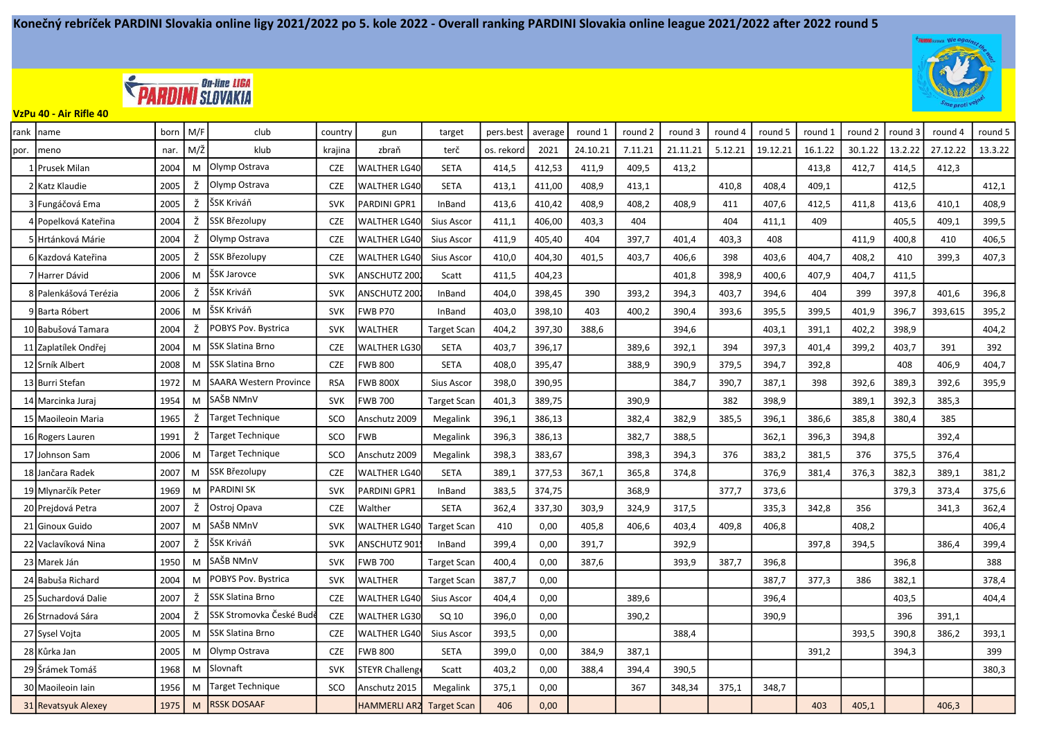# Konečný rebríček PARDINI Slovakia online ligy 2021/2022 po 5. kole 2022 - Overall ranking PARDINI Slovakia online league 2021/2022 after 2022 round 5

**VzPu 40 - Air Rifle 40**

| rank | name | born | M/F | club | country | gun | target | pers.best | average | round 1 | round 2 | round 3 | round 4 | round 5 | round 1 | round 2 | round 3 | round 4 | round 5 |
|---|---|---|---|---|---|---|---|---|---|---|---|---|---|---|---|---|---|---|---|
| por. | meno | nar. | M/Ž | klub | krajina | zbraň | terč | os. rekord | 2021 | 24.10.21 | 7.11.21 | 21.11.21 | 5.12.21 | 19.12.21 | 16.1.22 | 30.1.22 | 13.2.22 | 27.12.22 | 13.3.22 |
| 1 | Prusek Milan | 2004 | M | Olymp Ostrava | CZE | WALTHER LG40 | SETA | 414,5 | 412,53 | 411,9 | 409,5 | 413,2 | | | 413,8 | 412,7 | 414,5 | 412,3 | |
| 2 | Katz Klaudie | 2005 | Ž | Olymp Ostrava | CZE | WALTHER LG40 | SETA | 413,1 | 411,00 | 408,9 | 413,1 | | 410,8 | 408,4 | 409,1 | | 412,5 | | 412,1 |
| 3 | Fungáčová Ema | 2005 | Ž | ŠSK Kriváň | SVK | PARDINI GPR1 | InBand | 413,6 | 410,42 | 408,9 | 408,2 | 408,9 | 411 | 407,6 | 412,5 | 411,8 | 413,6 | 410,1 | 408,9 |
| 4 | Popelková Kateřina | 2004 | Ž | SSK Březolupy | CZE | WALTHER LG40 | Sius Ascor | 411,1 | 406,00 | 403,3 | 404 | | 404 | 411,1 | 409 | | 405,5 | 409,1 | 399,5 |
| 5 | Hrtánková Márie | 2004 | Ž | Olymp Ostrava | CZE | WALTHER LG40 | Sius Ascor | 411,9 | 405,40 | 404 | 397,7 | 401,4 | 403,3 | 408 | | 411,9 | 400,8 | 410 | 406,5 |
| 6 | Kazdová Kateřina | 2005 | Ž | SSK Březolupy | CZE | WALTHER LG40 | Sius Ascor | 410,0 | 404,30 | 401,5 | 403,7 | 406,6 | 398 | 403,6 | 404,7 | 408,2 | 410 | 399,3 | 407,3 |
| 7 | Harrer Dávid | 2006 | M | ŠSK Jarovce | SVK | ANSCHUTZ 200 | Scatt | 411,5 | 404,23 | | | 401,8 | 398,9 | 400,6 | 407,9 | 404,7 | 411,5 | | |
| 8 | Palenkášová Terézia | 2006 | Ž | ŠSK Kriváň | SVK | ANSCHUTZ 200 | InBand | 404,0 | 398,45 | 390 | 393,2 | 394,3 | 403,7 | 394,6 | 404 | 399 | 397,8 | 401,6 | 396,8 |
| 9 | Barta Róbert | 2006 | M | ŠSK Kriváň | SVK | FWB P70 | InBand | 403,0 | 398,10 | 403 | 400,2 | 390,4 | 393,6 | 395,5 | 399,5 | 401,9 | 396,7 | 393,615 | 395,2 |
| 10 | Babušová Tamara | 2004 | Ž | POBYS Pov. Bystrica | SVK | WALTHER | Target Scan | 404,2 | 397,30 | 388,6 | | 394,6 | | 403,1 | 391,1 | 402,2 | 398,9 | | 404,2 |
| 11 | Zaplatílek Ondřej | 2004 | M | SSK Slatina Brno | CZE | WALTHER LG30 | SETA | 403,7 | 396,17 | | 389,6 | 392,1 | 394 | 397,3 | 401,4 | 399,2 | 403,7 | 391 | 392 |
| 12 | Srník Albert | 2008 | M | SSK Slatina Brno | CZE | FWB 800 | SETA | 408,0 | 395,47 | | 388,9 | 390,9 | 379,5 | 394,7 | 392,8 | | 408 | 406,9 | 404,7 |
| 13 | Burri Stefan | 1972 | M | SAARA Western Province | RSA | FWB 800X | Sius Ascor | 398,0 | 390,95 | | | 384,7 | 390,7 | 387,1 | 398 | 392,6 | 389,3 | 392,6 | 395,9 |
| 14 | Marcinka Juraj | 1954 | M | SAŠB NMnV | SVK | FWB 700 | Target Scan | 401,3 | 389,75 | | 390,9 | | 382 | 398,9 | | 389,1 | 392,3 | 385,3 | |
| 15 | Maoileoin Maria | 1965 | Ž | Target Technique | SCO | Anschutz 2009 | Megalink | 396,1 | 386,13 | | 382,4 | 382,9 | 385,5 | 396,1 | 386,6 | 385,8 | 380,4 | 385 | |
| 16 | Rogers Lauren | 1991 | Ž | Target Technique | SCO | FWB | Megalink | 396,3 | 386,13 | | 382,7 | 388,5 | | 362,1 | 396,3 | 394,8 | | 392,4 | |
| 17 | Johnson Sam | 2006 | M | Target Technique | SCO | Anschutz 2009 | Megalink | 398,3 | 383,67 | | 398,3 | 394,3 | 376 | 383,2 | 381,5 | 376 | 375,5 | 376,4 | |
| 18 | Jančara Radek | 2007 | M | SSK Březolupy | CZE | WALTHER LG40 | SETA | 389,1 | 377,53 | 367,1 | 365,8 | 374,8 | | 376,9 | 381,4 | 376,3 | 382,3 | 389,1 | 381,2 |
| 19 | Mlynarčík Peter | 1969 | M | PARDINI SK | SVK | PARDINI GPR1 | InBand | 383,5 | 374,75 | | 368,9 | | 377,7 | 373,6 | | | 379,3 | 373,4 | 375,6 |
| 20 | Prejdová Petra | 2007 | Ž | Ostroj Opava | CZE | Walther | SETA | 362,4 | 337,30 | 303,9 | 324,9 | 317,5 | | 335,3 | 342,8 | 356 | | 341,3 | 362,4 |
| 21 | Ginoux Guido | 2007 | M | SAŠB NMnV | SVK | WALTHER LG40 | Target Scan | 410 | 0,00 | 405,8 | 406,6 | 403,4 | 409,8 | 406,8 | | 408,2 | | | 406,4 |
| 22 | Vaclavíková Nina | 2007 | Ž | ŠSK Kriváň | SVK | ANSCHUTZ 901 | InBand | 399,4 | 0,00 | 391,7 | | 392,9 | | | 397,8 | 394,5 | | 386,4 | 399,4 |
| 23 | Marek Ján | 1950 | M | SAŠB NMnV | SVK | FWB 700 | Target Scan | 400,4 | 0,00 | 387,6 | | 393,9 | 387,7 | 396,8 | | | 396,8 | | 388 |
| 24 | Babuša Richard | 2004 | M | POBYS Pov. Bystrica | SVK | WALTHER | Target Scan | 387,7 | 0,00 | | | | | 387,7 | 377,3 | 386 | 382,1 | | 378,4 |
| 25 | Suchardová Dalie | 2007 | Ž | SSK Slatina Brno | CZE | WALTHER LG40 | Sius Ascor | 404,4 | 0,00 | | 389,6 | | | 396,4 | | | 403,5 | | 404,4 |
| 26 | Strnadová Sára | 2004 | Ž | SSK Stromovka České Budě | CZE | WALTHER LG30 | SQ 10 | 396,0 | 0,00 | | 390,2 | | | 390,9 | | | 396 | 391,1 | |
| 27 | Sysel Vojta | 2005 | M | SSK Slatina Brno | CZE | WALTHER LG40 | Sius Ascor | 393,5 | 0,00 | | | 388,4 | | | | 393,5 | 390,8 | 386,2 | 393,1 |
| 28 | Kůrka Jan | 2005 | M | Olymp Ostrava | CZE | FWB 800 | SETA | 399,0 | 0,00 | 384,9 | 387,1 | | | | 391,2 | | 394,3 | | 399 |
| 29 | Šrámek Tomáš | 1968 | M | Slovnaft | SVK | STEYR Challeng | Scatt | 403,2 | 0,00 | 388,4 | 394,4 | 390,5 | | | | | | | 380,3 |
| 30 | Maoileoin Iain | 1956 | M | Target Technique | SCO | Anschutz 2015 | Megalink | 375,1 | 0,00 | | 367 | 348,34 | 375,1 | 348,7 | | | | | |
| 31 | Revatsyuk Alexey | 1975 | M | RSSK DOSAAF | | HAMMERLI AR2 | Target Scan | 406 | 0,00 | | | | | | 403 | 405,1 | | 406,3 | |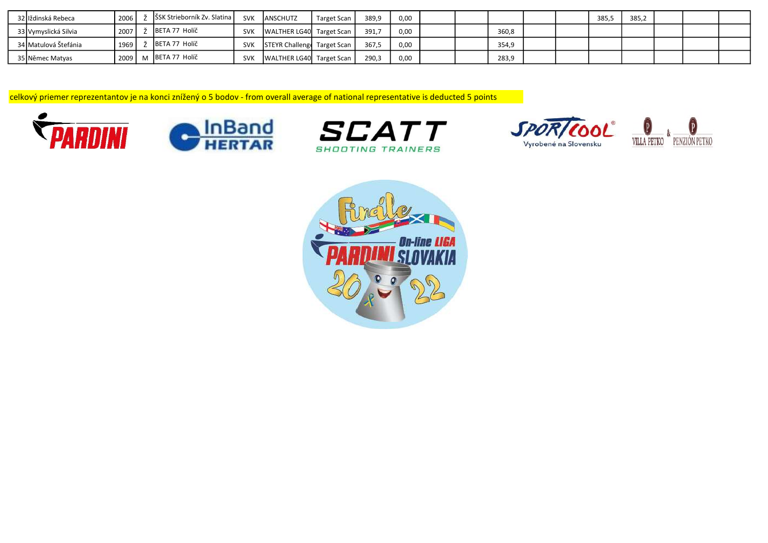| | | | | | | | | | | | | | | | | | | | |
|---|---|---|---|---|---|---|---|---|---|---|---|---|---|---|---|---|---|---|---|
| 32 | Iždinská Rebeca | 2006 | Ž | ŠSK Strieborník Zv. Slatina | SVK | ANSCHUTZ | Target Scan | 389,9 | 0,00 | | | | | | 385,5 | 385,2 | | | |
| 33 | Vymyslická Silvia | 2007 | Ž | BETA 77 Holíč | SVK | WALTHER LG40 | Target Scan | 391,7 | 0,00 | | | 360,8 | | | | | | | |
| 34 | Matulová Štefánia | 1969 | Ž | BETA 77 Holíč | SVK | STEYR Challenge | Target Scan | 367,5 | 0,00 | | | 354,9 | | | | | | | |
| 35 | Němec Matyas | 2009 | M | BETA 77 Holíč | SVK | WALTHER LG40 | Target Scan | 290,3 | 0,00 | | | 283,9 | | | | | | | |

celkový priemer reprezentantov je na konci znížený o 5 bodov - from overall average of national representative is deducted 5 points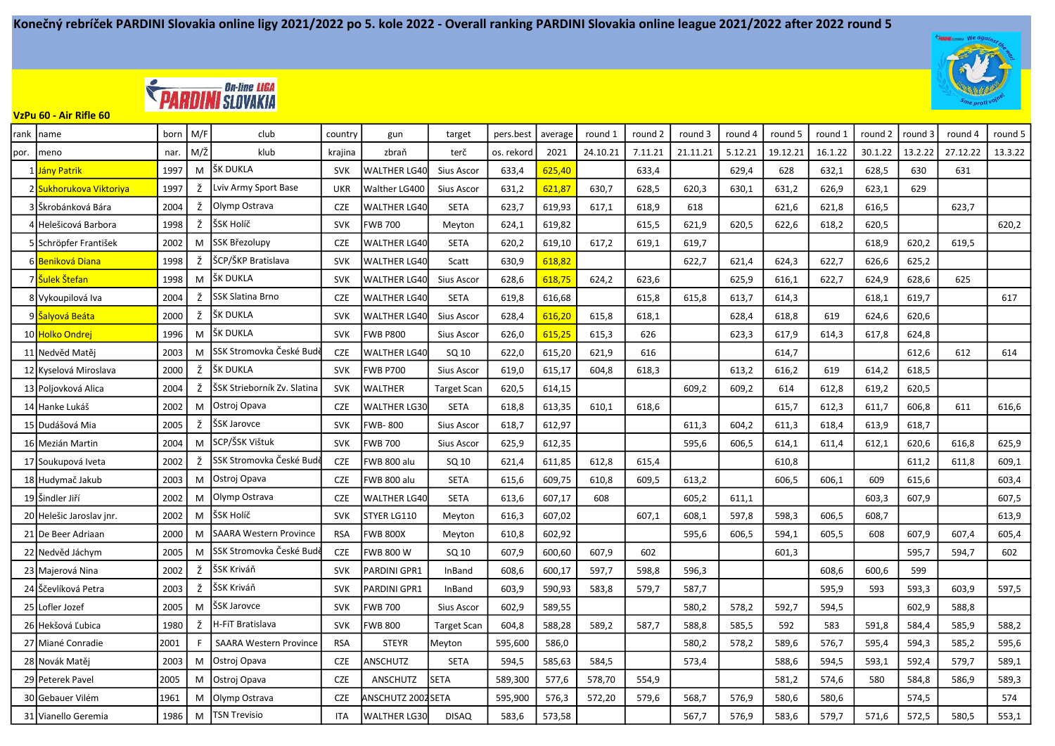# Konečný rebríček PARDINI Slovakia online ligy 2021/2022 po 5. kole 2022 - Overall ranking PARDINI Slovakia online league 2021/2022 after 2022 round 5

**VzPu 60 - Air Rifle 60**

| rank | name | born | M/F | club | country | gun | target | pers.best | average | round 1 | round 2 | round 3 | round 4 | round 5 | round 1 | round 2 | round 3 | round 4 | round 5 |
|---|---|---|---|---|---|---|---|---|---|---|---|---|---|---|---|---|---|---|---|
| por. | meno | nar. | M/Ž | klub | krajina | zbraň | terč | os. rekord | 2021 | 24.10.21 | 7.11.21 | 21.11.21 | 5.12.21 | 19.12.21 | 16.1.22 | 30.1.22 | 13.2.22 | 27.12.22 | 13.3.22 |
| 1 | Jány Patrik | 1997 | M | ŠK DUKLA | SVK | WALTHER LG40 | Sius Ascor | 633,4 | 625,40 | | 633,4 | | 629,4 | 628 | 632,1 | 628,5 | 630 | 631 | |
| 2 | Sukhorukova Viktoriya | 1997 | Ž | Lviv Army Sport Base | UKR | Walther LG400 | Sius Ascor | 631,2 | 621,87 | 630,7 | 628,5 | 620,3 | 630,1 | 631,2 | 626,9 | 623,1 | 629 | | |
| 3 | Škrobánková Bára | 2004 | Ž | Olymp Ostrava | CZE | WALTHER LG40 | SETA | 623,7 | 619,93 | 617,1 | 618,9 | 618 | | 621,6 | 621,8 | 616,5 | | 623,7 | |
| 4 | Helešicová Barbora | 1998 | Ž | ŠSK Holíč | SVK | FWB 700 | Meyton | 624,1 | 619,82 | | 615,5 | 621,9 | 620,5 | 622,6 | 618,2 | 620,5 | | | 620,2 |
| 5 | Schröpfer František | 2002 | M | SSK Březolupy | CZE | WALTHER LG40 | SETA | 620,2 | 619,10 | 617,2 | 619,1 | 619,7 | | | | 618,9 | 620,2 | 619,5 | |
| 6 | Beniková Diana | 1998 | Ž | ŠCP/ŠKP Bratislava | SVK | WALTHER LG40 | Scatt | 630,9 | 618,82 | | | 622,7 | 621,4 | 624,3 | 622,7 | 626,6 | 625,2 | | |
| 7 | Šulek Štefan | 1998 | M | ŠK DUKLA | SVK | WALTHER LG40 | Sius Ascor | 628,6 | 618,75 | 624,2 | 623,6 | | 625,9 | 616,1 | 622,7 | 624,9 | 628,6 | 625 | |
| 8 | Vykoupilová Iva | 2004 | Ž | SSK Slatina Brno | CZE | WALTHER LG40 | SETA | 619,8 | 616,68 | | 615,8 | 615,8 | 613,7 | 614,3 | | 618,1 | 619,7 | | 617 |
| 9 | Šalyová Beáta | 2000 | Ž | ŠK DUKLA | SVK | WALTHER LG40 | Sius Ascor | 628,4 | 616,20 | 615,8 | 618,1 | | 628,4 | 618,8 | 619 | 624,6 | 620,6 | | |
| 10 | Holko Ondrej | 1996 | M | ŠK DUKLA | SVK | FWB P800 | Sius Ascor | 626,0 | 615,25 | 615,3 | 626 | | 623,3 | 617,9 | 614,3 | 617,8 | 624,8 | | |
| 11 | Nedvěd Matěj | 2003 | M | SSK Stromovka České Budě | CZE | WALTHER LG40 | SQ 10 | 622,0 | 615,20 | 621,9 | 616 | | | 614,7 | | | 612,6 | 612 | 614 |
| 12 | Kyselová Miroslava | 2000 | Ž | ŠK DUKLA | SVK | FWB P700 | Sius Ascor | 619,0 | 615,17 | 604,8 | 618,3 | | 613,2 | 616,2 | 619 | 614,2 | 618,5 | | |
| 13 | Poljovková Alica | 2004 | Ž | ŠSK Strieborník Zv. Slatina | SVK | WALTHER | Target Scan | 620,5 | 614,15 | | | 609,2 | 609,2 | 614 | 612,8 | 619,2 | 620,5 | | |
| 14 | Hanke Lukáš | 2002 | M | Ostroj Opava | CZE | WALTHER LG30 | SETA | 618,8 | 613,35 | 610,1 | 618,6 | | | 615,7 | 612,3 | 611,7 | 606,8 | 611 | 616,6 |
| 15 | Dudášová Mia | 2005 | Ž | ŠSK Jarovce | SVK | FWB- 800 | Sius Ascor | 618,7 | 612,97 | | | 611,3 | 604,2 | 611,3 | 618,4 | 613,9 | 618,7 | | |
| 16 | Mezián Martin | 2004 | M | SCP/ŠSK Vištuk | SVK | FWB 700 | Sius Ascor | 625,9 | 612,35 | | | 595,6 | 606,5 | 614,1 | 611,4 | 612,1 | 620,6 | 616,8 | 625,9 |
| 17 | Soukupová Iveta | 2002 | Ž | SSK Stromovka České Budě | CZE | FWB 800 alu | SQ 10 | 621,4 | 611,85 | 612,8 | 615,4 | | | 610,8 | | | 611,2 | 611,8 | 609,1 |
| 18 | Hudymač Jakub | 2003 | M | Ostroj Opava | CZE | FWB 800 alu | SETA | 615,6 | 609,75 | 610,8 | 609,5 | 613,2 | | 606,5 | 606,1 | 609 | 615,6 | | 603,4 |
| 19 | Šindler Jiří | 2002 | M | Olymp Ostrava | CZE | WALTHER LG40 | SETA | 613,6 | 607,17 | 608 | | 605,2 | 611,1 | | | 603,3 | 607,9 | | 607,5 |
| 20 | Helešic Jaroslav jnr. | 2002 | M | ŠSK Holíč | SVK | STYER LG110 | Meyton | 616,3 | 607,02 | | 607,1 | 608,1 | 597,8 | 598,3 | 606,5 | 608,7 | | | 613,9 |
| 21 | De Beer Adriaan | 2000 | M | SAARA Western Province | RSA | FWB 800X | Meyton | 610,8 | 602,92 | | | 595,6 | 606,5 | 594,1 | 605,5 | 608 | 607,9 | 607,4 | 605,4 |
| 22 | Nedvěd Jáchym | 2005 | M | SSK Stromovka České Budě | CZE | FWB 800 W | SQ 10 | 607,9 | 600,60 | 607,9 | 602 | | | 601,3 | | | 595,7 | 594,7 | 602 |
| 23 | Majerová Nina | 2002 | Ž | ŠSK Kriváň | SVK | PARDINI GPR1 | InBand | 608,6 | 600,17 | 597,7 | 598,8 | 596,3 | | | 608,6 | 600,6 | 599 | | |
| 24 | Ščevlíková Petra | 2003 | Ž | ŠSK Kriváň | SVK | PARDINI GPR1 | InBand | 603,9 | 590,93 | 583,8 | 579,7 | 587,7 | | | 595,9 | 593 | 593,3 | 603,9 | 597,5 |
| 25 | Lofler Jozef | 2005 | M | ŠSK Jarovce | SVK | FWB 700 | Sius Ascor | 602,9 | 589,55 | | | 580,2 | 578,2 | 592,7 | 594,5 | | 602,9 | 588,8 | |
| 26 | Hekšová Ľubica | 1980 | Ž | H-FiT Bratislava | SVK | FWB 800 | Target Scan | 604,8 | 588,28 | 589,2 | 587,7 | 588,8 | 585,5 | 592 | 583 | 591,8 | 584,4 | 585,9 | 588,2 |
| 27 | Miané Conradie | 2001 | F | SAARA Western Province | RSA | STEYR | Meyton | 595,600 | 586,0 | | | 580,2 | 578,2 | 589,6 | 576,7 | 595,4 | 594,3 | 585,2 | 595,6 |
| 28 | Novák Matěj | 2003 | M | Ostroj Opava | CZE | ANSCHUTZ | SETA | 594,5 | 585,63 | 584,5 | | 573,4 | | 588,6 | 594,5 | 593,1 | 592,4 | 579,7 | 589,1 |
| 29 | Peterek Pavel | 2005 | M | Ostroj Opava | CZE | ANSCHUTZ | SETA | 589,300 | 577,6 | 578,70 | 554,9 | | | 581,2 | 574,6 | 580 | 584,8 | 586,9 | 589,3 |
| 30 | Gebauer Vilém | 1961 | M | Olymp Ostrava | CZE | ANSCHUTZ 2002 | SETA | 595,900 | 576,3 | 572,20 | 579,6 | 568,7 | 576,9 | 580,6 | 580,6 | | 574,5 | | 574 |
| 31 | Vianello Geremia | 1986 | M | TSN Trevisio | ITA | WALTHER LG30 | DISAQ | 583,6 | 573,58 | | | 567,7 | 576,9 | 583,6 | 579,7 | 571,6 | 572,5 | 580,5 | 553,1 |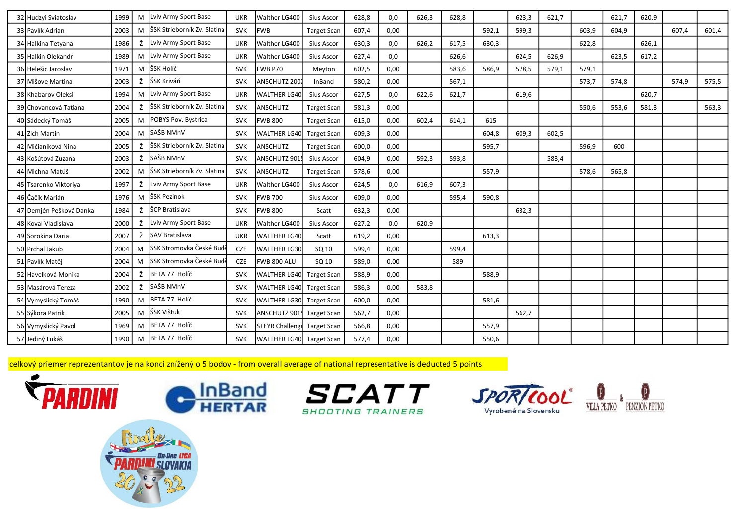| | | | | | | | | | | | | | | | | | | | |
|---|---|---|---|---|---|---|---|---|---|---|---|---|---|---|---|---|---|---|---|
| 32 | Hudzyi Sviatoslav | 1999 | M | Lviv Army Sport Base | UKR | Walther LG400 | Sius Ascor | 628,8 | 0,0 | 626,3 | 628,8 | | 623,3 | 621,7 | | 621,7 | 620,9 | | |
| 33 | Pavlík Adrian | 2003 | M | ŠSK Strieborník Zv. Slatina | SVK | FWB | Target Scan | 607,4 | 0,00 | | | 592,1 | 599,3 | | 603,9 | 604,9 | | 607,4 | 601,4 |
| 34 | Halkina Tetyana | 1986 | Ž | Lviv Army Sport Base | UKR | Walther LG400 | Sius Ascor | 630,3 | 0,0 | 626,2 | 617,5 | 630,3 | | | 622,8 | | 626,1 | | |
| 35 | Halkin Olekandr | 1989 | M | Lviv Army Sport Base | UKR | Walther LG400 | Sius Ascor | 627,4 | 0,0 | | 626,6 | | 624,5 | 626,9 | | 623,5 | 617,2 | | |
| 36 | Helešic Jaroslav | 1971 | M | ŠSK Holíč | SVK | FWB P70 | Meyton | 602,5 | 0,00 | | 583,6 | 586,9 | 578,5 | 579,1 | 579,1 | | | | |
| 37 | Mišove Martina | 2003 | Ž | ŠSK Kriváň | SVK | ANSCHUTZ 200 | InBand | 580,2 | 0,00 | | 567,1 | | | | 573,7 | 574,8 | | 574,9 | 575,5 |
| 38 | Khabarov Oleksii | 1994 | M | Lviv Army Sport Base | UKR | WALTHER LG40 | Sius Ascor | 627,5 | 0,0 | 622,6 | 621,7 | | 619,6 | | | | 620,7 | | |
| 39 | Chovancová Tatiana | 2004 | Ž | ŠSK Strieborník Zv. Slatina | SVK | ANSCHUTZ | Target Scan | 581,3 | 0,00 | | | | | | 550,6 | 553,6 | 581,3 | | 563,3 |
| 40 | Sádecký Tomáš | 2005 | M | POBYS Pov. Bystrica | SVK | FWB 800 | Target Scan | 615,0 | 0,00 | 602,4 | 614,1 | 615 | | | | | | | |
| 41 | Zich Martin | 2004 | M | SAŠB NMnV | SVK | WALTHER LG40 | Target Scan | 609,3 | 0,00 | | | 604,8 | 609,3 | 602,5 | | | | | |
| 42 | Mičianiková Nina | 2005 | Ž | ŠSK Strieborník Zv. Slatina | SVK | ANSCHUTZ | Target Scan | 600,0 | 0,00 | | | 595,7 | | | 596,9 | 600 | | | |
| 43 | Košútová Zuzana | 2003 | Ž | SAŠB NMnV | SVK | ANSCHUTZ 901 | Sius Ascor | 604,9 | 0,00 | 592,3 | 593,8 | | | 583,4 | | | | | |
| 44 | Michna Matúš | 2002 | M | ŠSK Strieborník Zv. Slatina | SVK | ANSCHUTZ | Target Scan | 578,6 | 0,00 | | | 557,9 | | | 578,6 | 565,8 | | | |
| 45 | Tsarenko Viktoriya | 1997 | Ž | Lviv Army Sport Base | UKR | Walther LG400 | Sius Ascor | 624,5 | 0,0 | 616,9 | 607,3 | | | | | | | | |
| 46 | Čačík Marián | 1976 | M | ŠSK Pezinok | SVK | FWB 700 | Sius Ascor | 609,0 | 0,00 | | 595,4 | 590,8 | | | | | | | |
| 47 | Demjén Pešková Danka | 1984 | Ž | ŠCP Bratislava | SVK | FWB 800 | Scatt | 632,3 | 0,00 | | | | 632,3 | | | | | | |
| 48 | Koval Vladislava | 2000 | Ž | Lviv Army Sport Base | UKR | Walther LG400 | Sius Ascor | 627,2 | 0,0 | 620,9 | | | | | | | | | |
| 49 | Sorokina Daria | 2007 | Ž | SAV Bratislava | UKR | WALTHER LG40 | Scatt | 619,2 | 0,00 | | | 613,3 | | | | | | | |
| 50 | Prchal Jakub | 2004 | M | SSK Stromovka České Budě | CZE | WALTHER LG30 | SQ 10 | 599,4 | 0,00 | | 599,4 | | | | | | | | |
| 51 | Pavlík Matěj | 2004 | M | SSK Stromovka České Budě | CZE | FWB 800 ALU | SQ 10 | 589,0 | 0,00 | | 589 | | | | | | | | |
| 52 | Havelková Monika | 2004 | Ž | BETA 77 Holíč | SVK | WALTHER LG40 | Target Scan | 588,9 | 0,00 | | | 588,9 | | | | | | | |
| 53 | Masárová Tereza | 2002 | Ž | SAŠB NMnV | SVK | WALTHER LG40 | Target Scan | 586,3 | 0,00 | 583,8 | | | | | | | | | |
| 54 | Vymyslický Tomáš | 1990 | M | BETA 77 Holíč | SVK | WALTHER LG30 | Target Scan | 600,0 | 0,00 | | | 581,6 | | | | | | | |
| 55 | Sýkora Patrik | 2005 | M | ŠSK Vištuk | SVK | ANSCHUTZ 901 | Target Scan | 562,7 | 0,00 | | | | 562,7 | | | | | | |
| 56 | Vymyslický Pavol | 1969 | M | BETA 77 Holíč | SVK | STEYR Challeng | Target Scan | 566,8 | 0,00 | | | 557,9 | | | | | | | |
| 57 | Jediný Lukáš | 1990 | M | BETA 77 Holíč | SVK | WALTHER LG40 | Target Scan | 577,4 | 0,00 | | | 550,6 | | | | | | | |

celkový priemer reprezentantov je na konci znížený o 5 bodov - from overall average of national representative is deducted 5 points